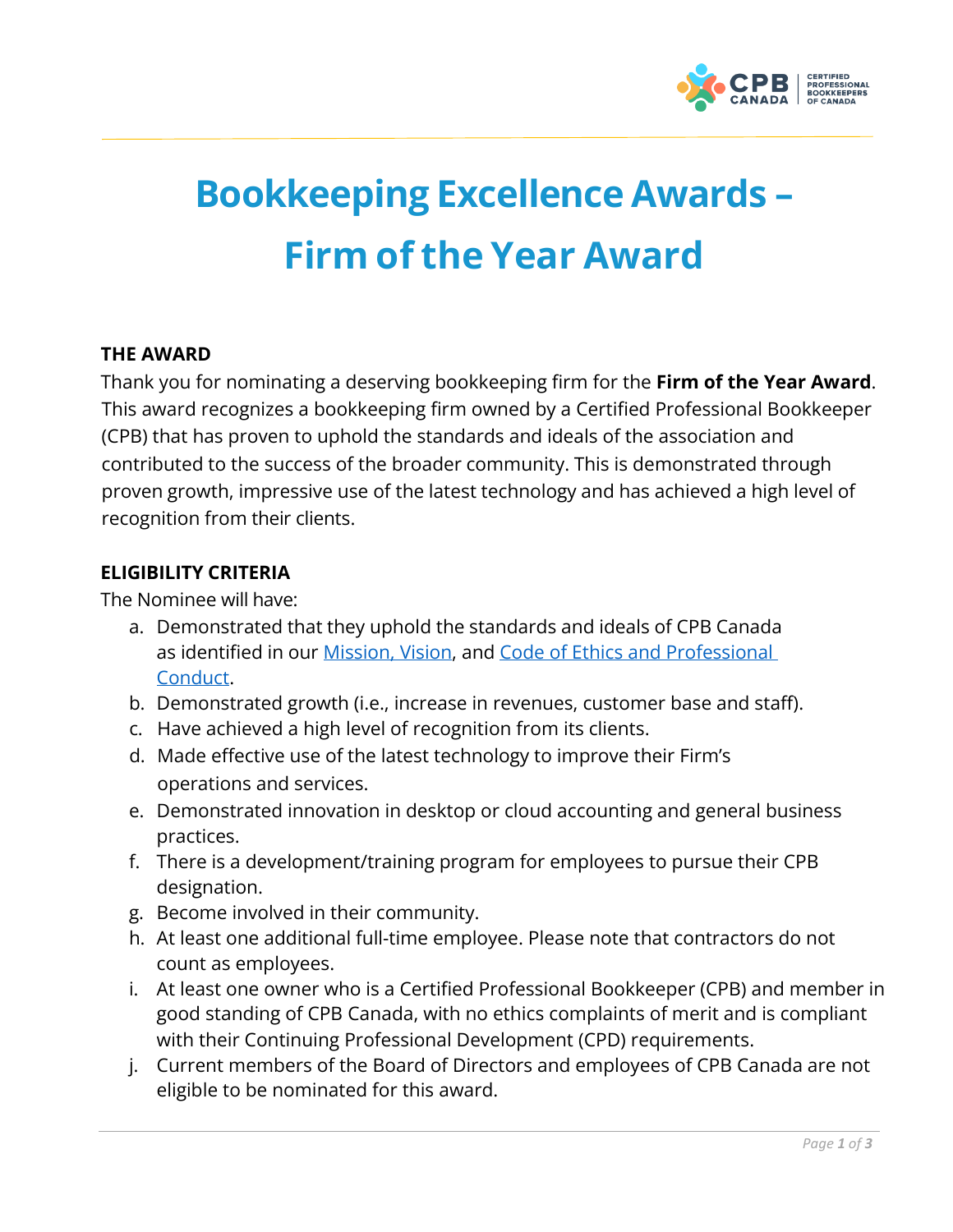# Bookkeeping Excellence Awards – Firm of the Year Award

**THE AWARD**

Thank you for nominating a deserving bookkeeping firm for the **Firm of the Year Award**. This award recognizes a bookkeeping firm owned by a Certified Professional Bookkeeper (CPB) that has proven to uphold the standards and ideals of the association and contributed to the success of the broader community. This is demonstrated through proven growth, impressive use of the latest technology and has achieved a high level of recognition from their clients.

**ELIGIBILITY CRITERIA**

The Nominee will have:

a. Demonstrated that they uphold the standards and ideals of CPB Canada as identified in our Mission, Vision, and Code of Ethics and Professional Conduct.
b. Demonstrated growth (i.e., increase in revenues, customer base and staff).
c. Have achieved a high level of recognition from its clients.
d. Made effective use of the latest technology to improve their Firm's operations and services.
e. Demonstrated innovation in desktop or cloud accounting and general business practices.
f. There is a development/training program for employees to pursue their CPB designation.
g. Become involved in their community.
h. At least one additional full-time employee. Please note that contractors do not count as employees.
i. At least one owner who is a Certified Professional Bookkeeper (CPB) and member in good standing of CPB Canada, with no ethics complaints of merit and is compliant with their Continuing Professional Development (CPD) requirements.
j. Current members of the Board of Directors and employees of CPB Canada are not eligible to be nominated for this award.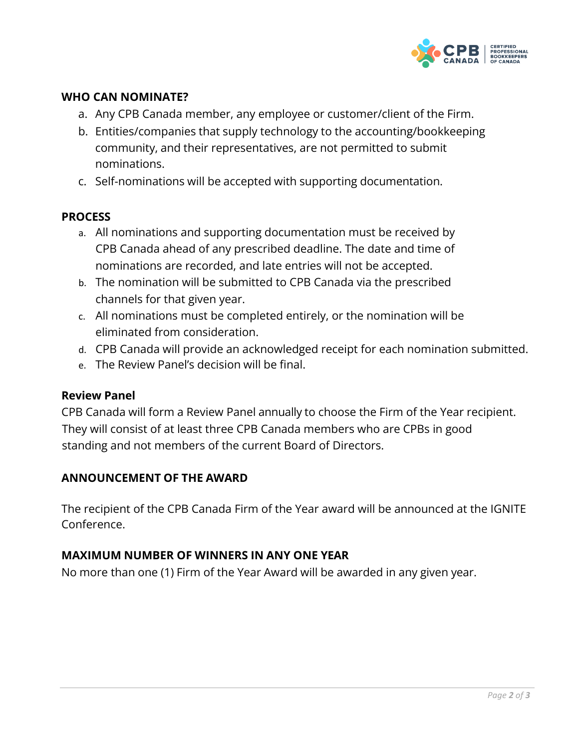## WHO CAN NOMINATE?

a. Any CPB Canada member, any employee or customer/client of the Firm.
b. Entities/companies that supply technology to the accounting/bookkeeping community, and their representatives, are not permitted to submit nominations.
c. Self-nominations will be accepted with supporting documentation.

## PROCESS

a. All nominations and supporting documentation must be received by CPB Canada ahead of any prescribed deadline. The date and time of nominations are recorded, and late entries will not be accepted.
b. The nomination will be submitted to CPB Canada via the prescribed channels for that given year.
c. All nominations must be completed entirely, or the nomination will be eliminated from consideration.
d. CPB Canada will provide an acknowledged receipt for each nomination submitted.
e. The Review Panel's decision will be final.

### Review Panel

CPB Canada will form a Review Panel annually to choose the Firm of the Year recipient. They will consist of at least three CPB Canada members who are CPBs in good standing and not members of the current Board of Directors.

## ANNOUNCEMENT OF THE AWARD

The recipient of the CPB Canada Firm of the Year award will be announced at the IGNITE Conference.

## MAXIMUM NUMBER OF WINNERS IN ANY ONE YEAR

No more than one (1) Firm of the Year Award will be awarded in any given year.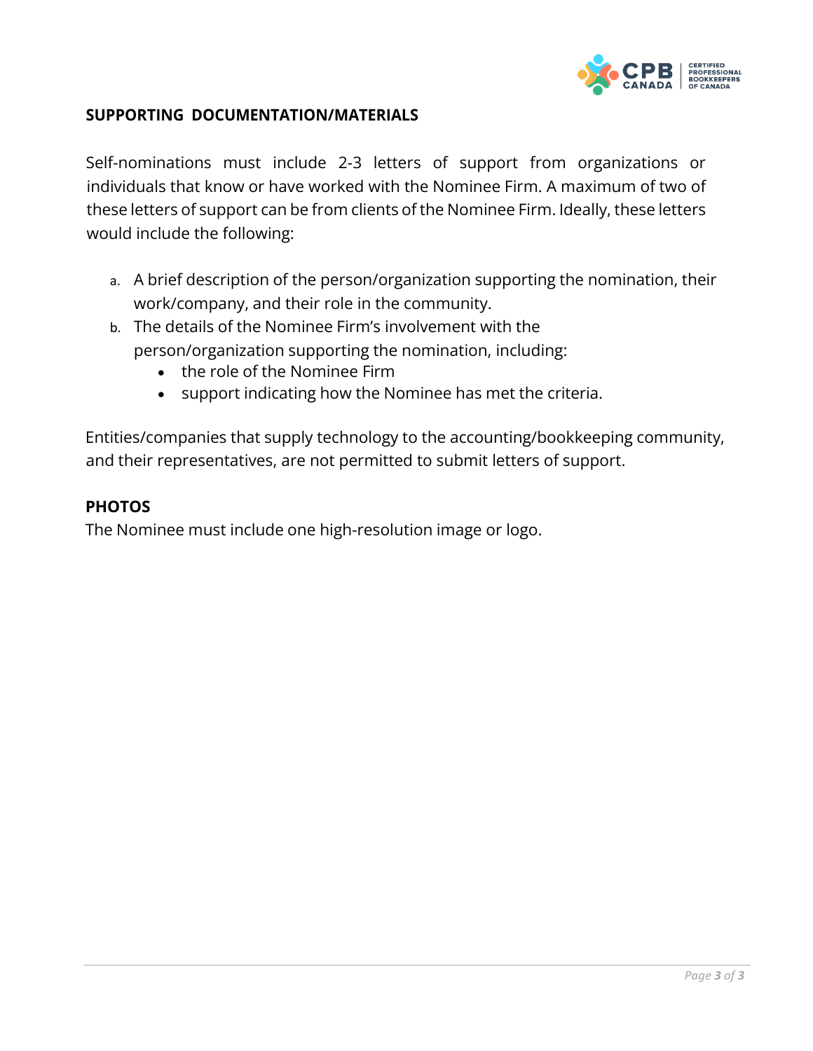## SUPPORTING DOCUMENTATION/MATERIALS

Self-nominations must include 2-3 letters of support from organizations or individuals that know or have worked with the Nominee Firm. A maximum of two of these letters of support can be from clients of the Nominee Firm. Ideally, these letters would include the following:

a. A brief description of the person/organization supporting the nomination, their work/company, and their role in the community.
b. The details of the Nominee Firm's involvement with the person/organization supporting the nomination, including:
    - the role of the Nominee Firm
    - support indicating how the Nominee has met the criteria.

Entities/companies that supply technology to the accounting/bookkeeping community, and their representatives, are not permitted to submit letters of support.

## PHOTOS

The Nominee must include one high-resolution image or logo.